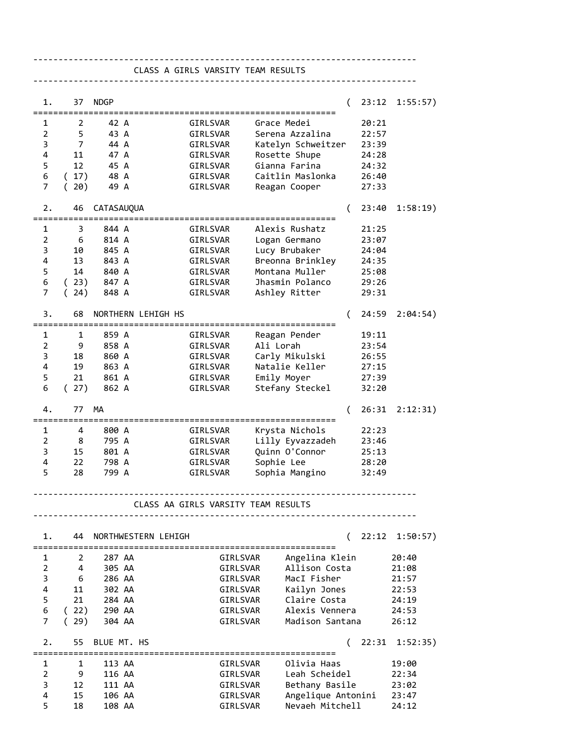## CLASS A GIRLS VARSITY TEAM RESULTS

### 1. 37 NDGP ( 23:12 1:55:57)

| | Place | Bib | Class | Team | Name | Time |
|---|---|---|---|---|---|---|
| 1 | 2 | 42 | A | GIRLSVAR | Grace Medei | 20:21 |
| 2 | 5 | 43 | A | GIRLSVAR | Serena Azzalina | 22:57 |
| 3 | 7 | 44 | A | GIRLSVAR | Katelyn Schweitzer | 23:39 |
| 4 | 11 | 47 | A | GIRLSVAR | Rosette Shupe | 24:28 |
| 5 | 12 | 45 | A | GIRLSVAR | Gianna Farina | 24:32 |
| 6 | ( 17) | 48 | A | GIRLSVAR | Caitlin Maslonka | 26:40 |
| 7 | ( 20) | 49 | A | GIRLSVAR | Reagan Cooper | 27:33 |

### 2. 46 CATASAUQUA ( 23:40 1:58:19)

| | Place | Bib | Class | Team | Name | Time |
|---|---|---|---|---|---|---|
| 1 | 3 | 844 | A | GIRLSVAR | Alexis Rushatz | 21:25 |
| 2 | 6 | 814 | A | GIRLSVAR | Logan Germano | 23:07 |
| 3 | 10 | 845 | A | GIRLSVAR | Lucy Brubaker | 24:04 |
| 4 | 13 | 843 | A | GIRLSVAR | Breonna Brinkley | 24:35 |
| 5 | 14 | 840 | A | GIRLSVAR | Montana Muller | 25:08 |
| 6 | ( 23) | 847 | A | GIRLSVAR | Jhasmin Polanco | 29:26 |
| 7 | ( 24) | 848 | A | GIRLSVAR | Ashley Ritter | 29:31 |

### 3. 68 NORTHERN LEHIGH HS ( 24:59 2:04:54)

| | Place | Bib | Class | Team | Name | Time |
|---|---|---|---|---|---|---|
| 1 | 1 | 859 | A | GIRLSVAR | Reagan Pender | 19:11 |
| 2 | 9 | 858 | A | GIRLSVAR | Ali Lorah | 23:54 |
| 3 | 18 | 860 | A | GIRLSVAR | Carly Mikulski | 26:55 |
| 4 | 19 | 863 | A | GIRLSVAR | Natalie Keller | 27:15 |
| 5 | 21 | 861 | A | GIRLSVAR | Emily Moyer | 27:39 |
| 6 | ( 27) | 862 | A | GIRLSVAR | Stefany Steckel | 32:20 |

### 4. 77 MA ( 26:31 2:12:31)

| | Place | Bib | Class | Team | Name | Time |
|---|---|---|---|---|---|---|
| 1 | 4 | 800 | A | GIRLSVAR | Krysta Nichols | 22:23 |
| 2 | 8 | 795 | A | GIRLSVAR | Lilly Eyvazzadeh | 23:46 |
| 3 | 15 | 801 | A | GIRLSVAR | Quinn O'Connor | 25:13 |
| 4 | 22 | 798 | A | GIRLSVAR | Sophie Lee | 28:20 |
| 5 | 28 | 799 | A | GIRLSVAR | Sophia Mangino | 32:49 |

## CLASS AA GIRLS VARSITY TEAM RESULTS

### 1. 44 NORTHWESTERN LEHIGH ( 22:12 1:50:57)

| | Place | Bib | Class | Team | Name | Time |
|---|---|---|---|---|---|---|
| 1 | 2 | 287 | AA | GIRLSVAR | Angelina Klein | 20:40 |
| 2 | 4 | 305 | AA | GIRLSVAR | Allison Costa | 21:08 |
| 3 | 6 | 286 | AA | GIRLSVAR | MacI Fisher | 21:57 |
| 4 | 11 | 302 | AA | GIRLSVAR | Kailyn Jones | 22:53 |
| 5 | 21 | 284 | AA | GIRLSVAR | Claire Costa | 24:19 |
| 6 | ( 22) | 290 | AA | GIRLSVAR | Alexis Vennera | 24:53 |
| 7 | ( 29) | 304 | AA | GIRLSVAR | Madison Santana | 26:12 |

### 2. 55 BLUE MT. HS ( 22:31 1:52:35)

| | Place | Bib | Class | Team | Name | Time |
|---|---|---|---|---|---|---|
| 1 | 1 | 113 | AA | GIRLSVAR | Olivia Haas | 19:00 |
| 2 | 9 | 116 | AA | GIRLSVAR | Leah Scheidel | 22:34 |
| 3 | 12 | 111 | AA | GIRLSVAR | Bethany Basile | 23:02 |
| 4 | 15 | 106 | AA | GIRLSVAR | Angelique Antonini | 23:47 |
| 5 | 18 | 108 | AA | GIRLSVAR | Nevaeh Mitchell | 24:12 |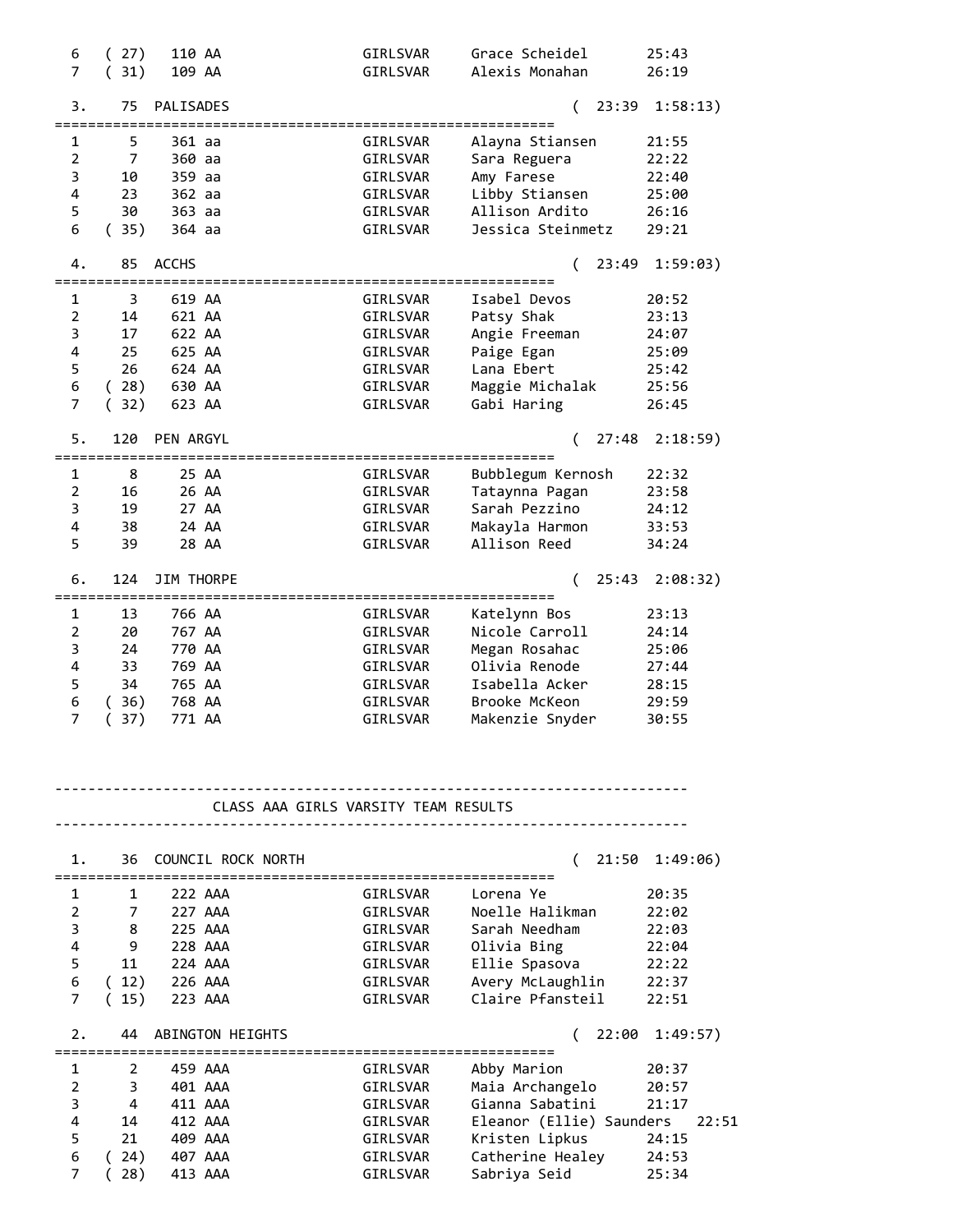```
  6    ( 27)   110 AA                GIRLSVAR     Grace Scheidel       25:43
  7    ( 31)   109 AA                GIRLSVAR     Alexis Monahan       26:19

  3.    75  PALISADES                                          (  23:39  1:58:13)
==========================================================
  1      5     361 aa                GIRLSVAR     Alayna Stiansen      21:55
  2      7     360 aa                GIRLSVAR     Sara Reguera         22:22
  3     10     359 aa                GIRLSVAR     Amy Farese           22:40
  4     23     362 aa                GIRLSVAR     Libby Stiansen       25:00
  5     30     363 aa                GIRLSVAR     Allison Ardito       26:16
  6    ( 35)   364 aa                GIRLSVAR     Jessica Steinmetz    29:21

  4.    85  ACCHS                                              (  23:49  1:59:03)
==========================================================
  1      3     619 AA                GIRLSVAR     Isabel Devos         20:52
  2     14     621 AA                GIRLSVAR     Patsy Shak           23:13
  3     17     622 AA                GIRLSVAR     Angie Freeman        24:07
  4     25     625 AA                GIRLSVAR     Paige Egan           25:09
  5     26     624 AA                GIRLSVAR     Lana Ebert           25:42
  6    ( 28)   630 AA                GIRLSVAR     Maggie Michalak      25:56
  7    ( 32)   623 AA                GIRLSVAR     Gabi Haring          26:45

  5.   120  PEN ARGYL                                          (  27:48  2:18:59)
==========================================================
  1      8      25 AA                GIRLSVAR     Bubblegum Kernosh    22:32
  2     16      26 AA                GIRLSVAR     Tataynna Pagan       23:58
  3     19      27 AA                GIRLSVAR     Sarah Pezzino        24:12
  4     38      24 AA                GIRLSVAR     Makayla Harmon       33:53
  5     39      28 AA                GIRLSVAR     Allison Reed         34:24

  6.   124  JIM THORPE                                         (  25:43  2:08:32)
==========================================================
  1     13     766 AA                GIRLSVAR     Katelynn Bos         23:13
  2     20     767 AA                GIRLSVAR     Nicole Carroll       24:14
  3     24     770 AA                GIRLSVAR     Megan Rosahac        25:06
  4     33     769 AA                GIRLSVAR     Olivia Renode        27:44
  5     34     765 AA                GIRLSVAR     Isabella Acker       28:15
  6    ( 36)   768 AA                GIRLSVAR     Brooke McKeon        29:59
  7    ( 37)   771 AA                GIRLSVAR     Makenzie Snyder      30:55



---------------------------------------------------------------------------
                 CLASS AAA GIRLS VARSITY TEAM RESULTS
---------------------------------------------------------------------------

  1.    36  COUNCIL ROCK NORTH                                 (  21:50  1:49:06)
==========================================================
  1      1     222 AAA               GIRLSVAR     Lorena Ye            20:35
  2      7     227 AAA               GIRLSVAR     Noelle Halikman      22:02
  3      8     225 AAA               GIRLSVAR     Sarah Needham        22:03
  4      9     228 AAA               GIRLSVAR     Olivia Bing          22:04
  5     11     224 AAA               GIRLSVAR     Ellie Spasova        22:22
  6    ( 12)   226 AAA               GIRLSVAR     Avery McLaughlin     22:37
  7    ( 15)   223 AAA               GIRLSVAR     Claire Pfansteil     22:51

  2.    44  ABINGTON HEIGHTS                                   (  22:00  1:49:57)
==========================================================
  1      2     459 AAA               GIRLSVAR     Abby Marion          20:37
  2      3     401 AAA               GIRLSVAR     Maia Archangelo      20:57
  3      4     411 AAA               GIRLSVAR     Gianna Sabatini      21:17
  4     14     412 AAA               GIRLSVAR     Eleanor (Ellie) Saunders   22:51
  5     21     409 AAA               GIRLSVAR     Kristen Lipkus       24:15
  6    ( 24)   407 AAA               GIRLSVAR     Catherine Healey     24:53
  7    ( 28)   413 AAA               GIRLSVAR     Sabriya Seid         25:34
```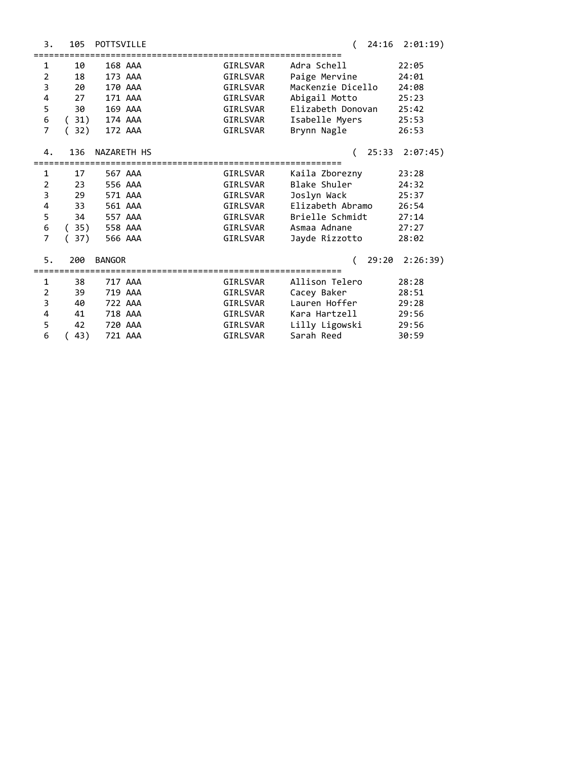| 3. | 105 | POTTSVILLE | | | ( 24:16 | 2:01:19) |
|---|---|---|---|---|---|---|
| 1 | 10 | 168 AAA | GIRLSVAR | Adra Schell | 22:05 | |
| 2 | 18 | 173 AAA | GIRLSVAR | Paige Mervine | 24:01 | |
| 3 | 20 | 170 AAA | GIRLSVAR | MacKenzie Dicello | 24:08 | |
| 4 | 27 | 171 AAA | GIRLSVAR | Abigail Motto | 25:23 | |
| 5 | 30 | 169 AAA | GIRLSVAR | Elizabeth Donovan | 25:42 | |
| 6 | ( 31) | 174 AAA | GIRLSVAR | Isabelle Myers | 25:53 | |
| 7 | ( 32) | 172 AAA | GIRLSVAR | Brynn Nagle | 26:53 | |

| 4. | 136 | NAZARETH HS | | | ( 25:33 | 2:07:45) |
|---|---|---|---|---|---|---|
| 1 | 17 | 567 AAA | GIRLSVAR | Kaila Zborezny | 23:28 | |
| 2 | 23 | 556 AAA | GIRLSVAR | Blake Shuler | 24:32 | |
| 3 | 29 | 571 AAA | GIRLSVAR | Joslyn Wack | 25:37 | |
| 4 | 33 | 561 AAA | GIRLSVAR | Elizabeth Abramo | 26:54 | |
| 5 | 34 | 557 AAA | GIRLSVAR | Brielle Schmidt | 27:14 | |
| 6 | ( 35) | 558 AAA | GIRLSVAR | Asmaa Adnane | 27:27 | |
| 7 | ( 37) | 566 AAA | GIRLSVAR | Jayde Rizzotto | 28:02 | |

| 5. | 200 | BANGOR | | | ( 29:20 | 2:26:39) |
|---|---|---|---|---|---|---|
| 1 | 38 | 717 AAA | GIRLSVAR | Allison Telero | 28:28 | |
| 2 | 39 | 719 AAA | GIRLSVAR | Cacey Baker | 28:51 | |
| 3 | 40 | 722 AAA | GIRLSVAR | Lauren Hoffer | 29:28 | |
| 4 | 41 | 718 AAA | GIRLSVAR | Kara Hartzell | 29:56 | |
| 5 | 42 | 720 AAA | GIRLSVAR | Lilly Ligowski | 29:56 | |
| 6 | ( 43) | 721 AAA | GIRLSVAR | Sarah Reed | 30:59 | |